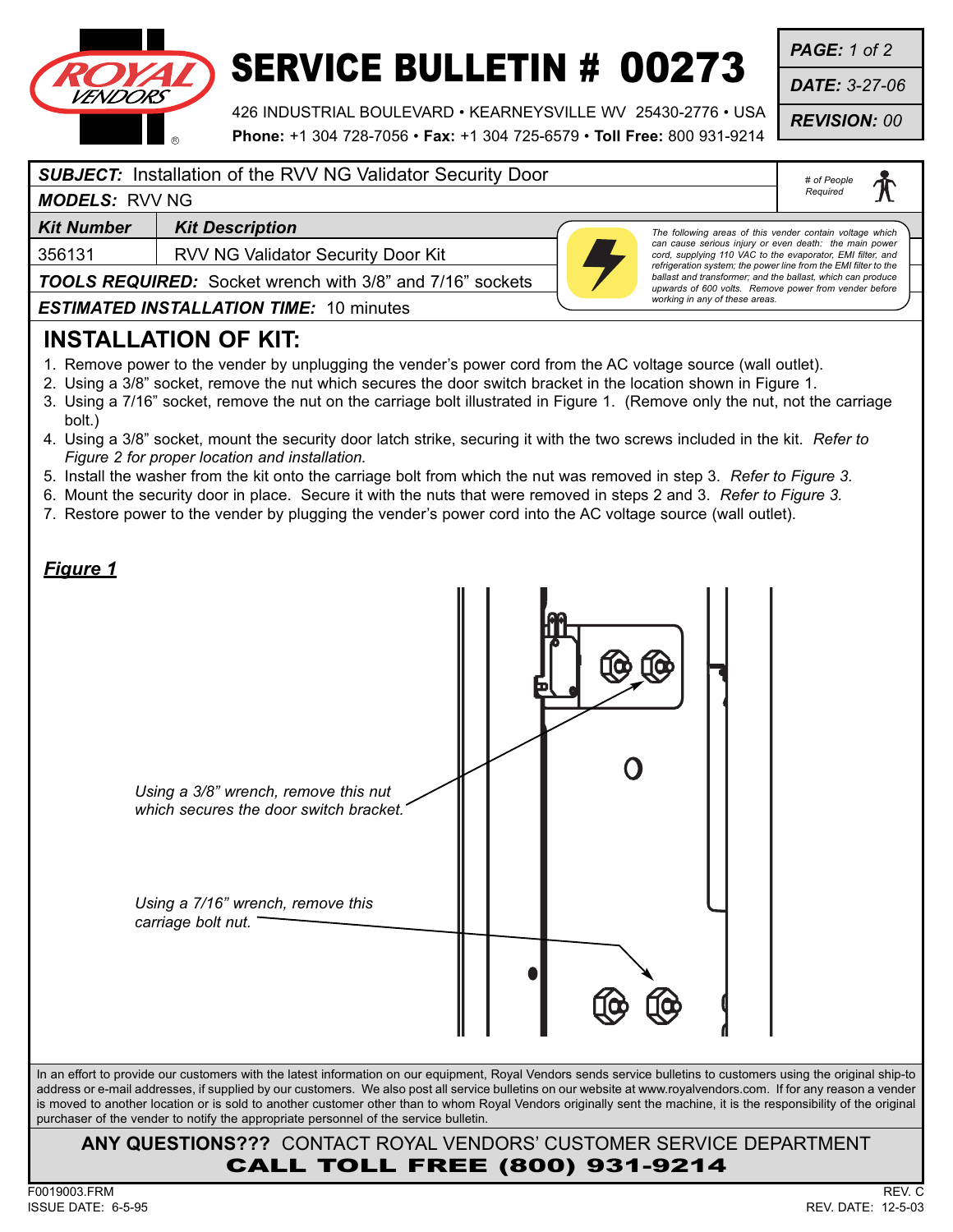# SERVICE BULLETIN # 00273

426 INDUSTRIAL BOULEVARD • KEARNEYSVILLE WV 25430-2776 • USA
**Phone:** +1 304 728-7056 • **Fax:** +1 304 725-6579 • **Toll Free:** 800 931-9214

***PAGE:*** *1 of 2*
***DATE:*** *3-27-06*
***REVISION:*** *00*

***SUBJECT:*** Installation of the RVV NG Validator Security Door

***MODELS:*** RVV NG

*# of People Required*

| Kit Number | Kit Description |
|---|---|
| 356131 | RVV NG Validator Security Door Kit |

***TOOLS REQUIRED:*** Socket wrench with 3/8" and 7/16" sockets

***ESTIMATED INSTALLATION TIME:*** 10 minutes

*The following areas of this vender contain voltage which can cause serious injury or even death: the main power cord, supplying 110 VAC to the evaporator, EMI filter, and refrigeration system; the power line from the EMI filter to the ballast and transformer; and the ballast, which can produce upwards of 600 volts. Remove power from vender before working in any of these areas.*

## INSTALLATION OF KIT:

1. Remove power to the vender by unplugging the vender's power cord from the AC voltage source (wall outlet).
2. Using a 3/8" socket, remove the nut which secures the door switch bracket in the location shown in Figure 1.
3. Using a 7/16" socket, remove the nut on the carriage bolt illustrated in Figure 1. (Remove only the nut, not the carriage bolt.)
4. Using a 3/8" socket, mount the security door latch strike, securing it with the two screws included in the kit. *Refer to Figure 2 for proper location and installation.*
5. Install the washer from the kit onto the carriage bolt from which the nut was removed in step 3. *Refer to Figure 3.*
6. Mount the security door in place. Secure it with the nuts that were removed in steps 2 and 3. *Refer to Figure 3.*
7. Restore power to the vender by plugging the vender's power cord into the AC voltage source (wall outlet).

***Figure 1***

*Using a 3/8" wrench, remove this nut which secures the door switch bracket.*

*Using a 7/16" wrench, remove this carriage bolt nut.*

In an effort to provide our customers with the latest information on our equipment, Royal Vendors sends service bulletins to customers using the original ship-to address or e-mail addresses, if supplied by our customers. We also post all service bulletins on our website at www.royalvendors.com. If for any reason a vender is moved to another location or is sold to another customer other than to whom Royal Vendors originally sent the machine, it is the responsibility of the original purchaser of the vender to notify the appropriate personnel of the service bulletin.

**ANY QUESTIONS???** CONTACT ROYAL VENDORS' CUSTOMER SERVICE DEPARTMENT

**CALL TOLL FREE (800) 931-9214**

F0019003.FRM
ISSUE DATE: 6-5-95

REV. C
REV. DATE: 12-5-03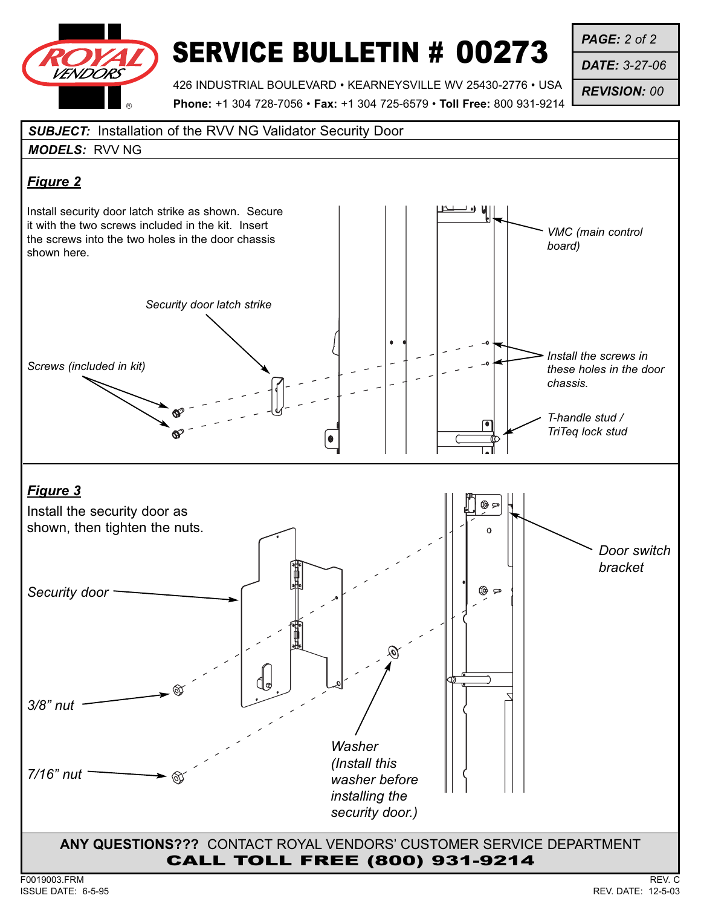# SERVICE BULLETIN # 00273

426 INDUSTRIAL BOULEVARD • KEARNEYSVILLE WV 25430-2776 • USA
**Phone:** +1 304 728-7056 • **Fax:** +1 304 725-6579 • **Toll Free:** 800 931-9214

***PAGE:*** *2 of 2*
***DATE:*** *3-27-06*
***REVISION:*** *00*

***SUBJECT:*** Installation of the RVV NG Validator Security Door

***MODELS:*** RVV NG

## *Figure 2*

Install security door latch strike as shown. Secure it with the two screws included in the kit. Insert the screws into the two holes in the door chassis shown here.

*Security door latch strike*

*Screws (included in kit)*

*VMC (main control board)*

*Install the screws in these holes in the door chassis.*

*T-handle stud / TriTeq lock stud*

## *Figure 3*

Install the security door as shown, then tighten the nuts.

*Security door*

*3/8" nut*

*7/16" nut*

*Washer (Install this washer before installing the security door.)*

*Door switch bracket*

**ANY QUESTIONS???** CONTACT ROYAL VENDORS' CUSTOMER SERVICE DEPARTMENT
**CALL TOLL FREE (800) 931-9214**

F0019003.FRM
ISSUE DATE: 6-5-95

REV. C
REV. DATE: 12-5-03